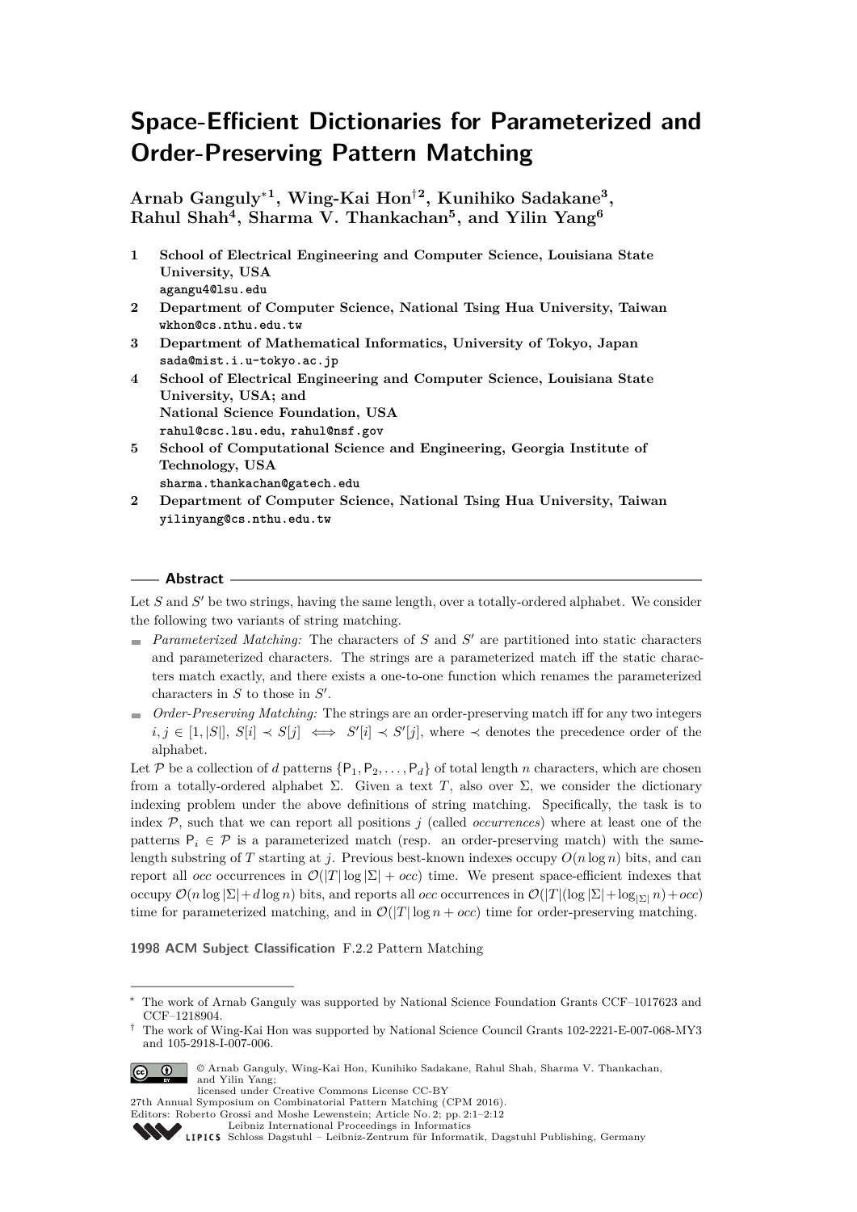# Space-Efficient Dictionaries for Parameterized and Order-Preserving Pattern Matching

**Arnab Ganguly*[1], Wing-Kai Hon†[2], Kunihiko Sadakane[3], Rahul Shah[4], Sharma V. Thankachan[5], and Yilin Yang[6]**

1. **School of Electrical Engineering and Computer Science, Louisiana State University, USA**
   agangu4@lsu.edu
2. **Department of Computer Science, National Tsing Hua University, Taiwan**
   wkhon@cs.nthu.edu.tw
3. **Department of Mathematical Informatics, University of Tokyo, Japan**
   sada@mist.i.u-tokyo.ac.jp
4. **School of Electrical Engineering and Computer Science, Louisiana State University, USA; and National Science Foundation, USA**
   rahul@csc.lsu.edu, rahul@nsf.gov
5. **School of Computational Science and Engineering, Georgia Institute of Technology, USA**
   sharma.thankachan@gatech.edu
2. **Department of Computer Science, National Tsing Hua University, Taiwan**
   yilinyang@cs.nthu.edu.tw

## Abstract

Let $S$ and $S'$ be two strings, having the same length, over a totally-ordered alphabet. We consider the following two variants of string matching.

- *Parameterized Matching:* The characters of $S$ and $S'$ are partitioned into static characters and parameterized characters. The strings are a parameterized match iff the static characters match exactly, and there exists a one-to-one function which renames the parameterized characters in $S$ to those in $S'$.
- *Order-Preserving Matching:* The strings are an order-preserving match iff for any two integers $i, j \in [1, |S|]$, $S[i] \prec S[j] \iff S'[i] \prec S'[j]$, where $\prec$ denotes the precedence order of the alphabet.

Let $\mathcal{P}$ be a collection of $d$ patterns $\{\mathsf{P}_1, \mathsf{P}_2, \ldots, \mathsf{P}_d\}$ of total length $n$ characters, which are chosen from a totally-ordered alphabet $\Sigma$. Given a text $T$, also over $\Sigma$, we consider the dictionary indexing problem under the above definitions of string matching. Specifically, the task is to index $\mathcal{P}$, such that we can report all positions $j$ (called *occurrences*) where at least one of the patterns $\mathsf{P}_i \in \mathcal{P}$ is a parameterized match (resp. an order-preserving match) with the same-length substring of $T$ starting at $j$. Previous best-known indexes occupy $O(n \log n)$ bits, and can report all *occ* occurrences in $\mathcal{O}(|T| \log |\Sigma| + occ)$ time. We present space-efficient indexes that occupy $\mathcal{O}(n \log |\Sigma| + d \log n)$ bits, and reports all *occ* occurrences in $\mathcal{O}(|T|(\log |\Sigma| + \log_{|\Sigma|} n) + occ)$ time for parameterized matching, and in $\mathcal{O}(|T| \log n + occ)$ time for order-preserving matching.

**1998 ACM Subject Classification** F.2.2 Pattern Matching

---

* The work of Arnab Ganguly was supported by National Science Foundation Grants CCF–1017623 and CCF–1218904.

† The work of Wing-Kai Hon was supported by National Science Council Grants 102-2221-E-007-068-MY3 and 105-2918-I-007-006.

© Arnab Ganguly, Wing-Kai Hon, Kunihiko Sadakane, Rahul Shah, Sharma V. Thankachan, and Yilin Yang;
licensed under Creative Commons License CC-BY
27th Annual Symposium on Combinatorial Pattern Matching (CPM 2016).
Editors: Roberto Grossi and Moshe Lewenstein; Article No. 2; pp. 2:1–2:12
Leibniz International Proceedings in Informatics
Schloss Dagstuhl – Leibniz-Zentrum für Informatik, Dagstuhl Publishing, Germany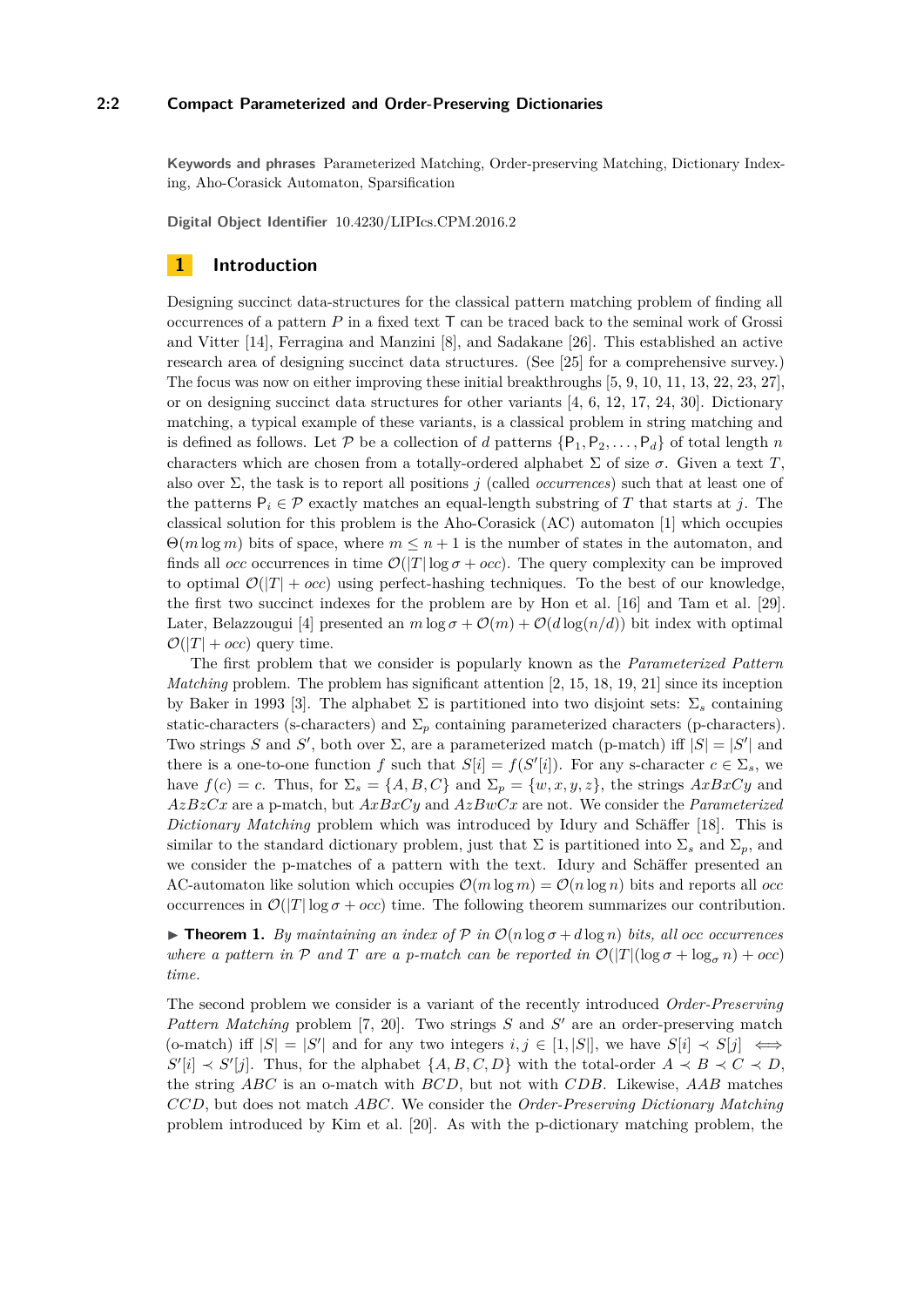**Keywords and phrases** Parameterized Matching, Order-preserving Matching, Dictionary Indexing, Aho-Corasick Automaton, Sparsification

**Digital Object Identifier** 10.4230/LIPIcs.CPM.2016.2

# 1 Introduction

Designing succinct data-structures for the classical pattern matching problem of finding all occurrences of a pattern $P$ in a fixed text $\mathsf{T}$ can be traced back to the seminal work of Grossi and Vitter [14], Ferragina and Manzini [8], and Sadakane [26]. This established an active research area of designing succinct data structures. (See [25] for a comprehensive survey.) The focus was now on either improving these initial breakthroughs [5, 9, 10, 11, 13, 22, 23, 27], or on designing succinct data structures for other variants [4, 6, 12, 17, 24, 30]. Dictionary matching, a typical example of these variants, is a classical problem in string matching and is defined as follows. Let $\mathcal{P}$ be a collection of $d$ patterns $\{\mathsf{P}_1, \mathsf{P}_2, \dots, \mathsf{P}_d\}$ of total length $n$ characters which are chosen from a totally-ordered alphabet $\Sigma$ of size $\sigma$. Given a text $T$, also over $\Sigma$, the task is to report all positions $j$ (called *occurrences*) such that at least one of the patterns $\mathsf{P}_i \in \mathcal{P}$ exactly matches an equal-length substring of $T$ that starts at $j$. The classical solution for this problem is the Aho-Corasick (AC) automaton [1] which occupies $\Theta(m \log m)$ bits of space, where $m \leq n+1$ is the number of states in the automaton, and finds all $occ$ occurrences in time $\mathcal{O}(|T| \log \sigma + occ)$. The query complexity can be improved to optimal $\mathcal{O}(|T| + occ)$ using perfect-hashing techniques. To the best of our knowledge, the first two succinct indexes for the problem are by Hon et al. [16] and Tam et al. [29]. Later, Belazzougui [4] presented an $m \log \sigma + \mathcal{O}(m) + \mathcal{O}(d \log(n/d))$ bit index with optimal $\mathcal{O}(|T| + occ)$ query time.

The first problem that we consider is popularly known as the *Parameterized Pattern Matching* problem. The problem has significant attention [2, 15, 18, 19, 21] since its inception by Baker in 1993 [3]. The alphabet $\Sigma$ is partitioned into two disjoint sets: $\Sigma_s$ containing static-characters (s-characters) and $\Sigma_p$ containing parameterized characters (p-characters). Two strings $S$ and $S'$, both over $\Sigma$, are a parameterized match (p-match) iff $|S| = |S'|$ and there is a one-to-one function $f$ such that $S[i] = f(S'[i])$. For any s-character $c \in \Sigma_s$, we have $f(c) = c$. Thus, for $\Sigma_s = \{A, B, C\}$ and $\Sigma_p = \{w, x, y, z\}$, the strings $AxBxCy$ and $AzBzCx$ are a p-match, but $AxBxCy$ and $AzBwCx$ are not. We consider the *Parameterized Dictionary Matching* problem which was introduced by Idury and Schäffer [18]. This is similar to the standard dictionary problem, just that $\Sigma$ is partitioned into $\Sigma_s$ and $\Sigma_p$, and we consider the p-matches of a pattern with the text. Idury and Schäffer presented an AC-automaton like solution which occupies $\mathcal{O}(m \log m) = \mathcal{O}(n \log n)$ bits and reports all $occ$ occurrences in $\mathcal{O}(|T| \log \sigma + occ)$ time. The following theorem summarizes our contribution.

▶ **Theorem 1.** *By maintaining an index of $\mathcal{P}$ in $\mathcal{O}(n \log \sigma + d \log n)$ bits, all $occ$ occurrences where a pattern in $\mathcal{P}$ and $T$ are a p-match can be reported in $\mathcal{O}(|T|(\log \sigma + \log_\sigma n) + occ)$ time.*

The second problem we consider is a variant of the recently introduced *Order-Preserving Pattern Matching* problem [7, 20]. Two strings $S$ and $S'$ are an order-preserving match (o-match) iff $|S| = |S'|$ and for any two integers $i, j \in [1, |S|]$, we have $S[i] \prec S[j] \iff S'[i] \prec S'[j]$. Thus, for the alphabet $\{A, B, C, D\}$ with the total-order $A \prec B \prec C \prec D$, the string $ABC$ is an o-match with $BCD$, but not with $CDB$. Likewise, $AAB$ matches $CCD$, but does not match $ABC$. We consider the *Order-Preserving Dictionary Matching* problem introduced by Kim et al. [20]. As with the p-dictionary matching problem, the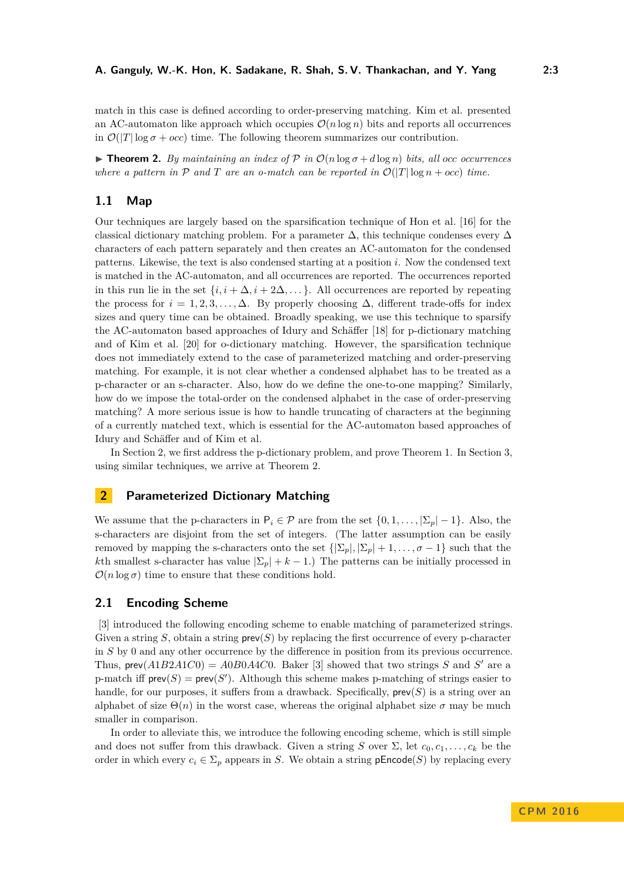match in this case is defined according to order-preserving matching. Kim et al. presented an AC-automaton like approach which occupies $\mathcal{O}(n \log n)$ bits and reports all occurrences in $\mathcal{O}(|T| \log \sigma + occ)$ time. The following theorem summarizes our contribution.

▶ **Theorem 2.** *By maintaining an index of $\mathcal{P}$ in $\mathcal{O}(n \log \sigma + d \log n)$ bits, all occ occurrences where a pattern in $\mathcal{P}$ and $T$ are an o-match can be reported in $\mathcal{O}(|T| \log n + occ)$ time.*

## 1.1 Map

Our techniques are largely based on the sparsification technique of Hon et al. [16] for the classical dictionary matching problem. For a parameter $\Delta$, this technique condenses every $\Delta$ characters of each pattern separately and then creates an AC-automaton for the condensed patterns. Likewise, the text is also condensed starting at a position $i$. Now the condensed text is matched in the AC-automaton, and all occurrences are reported. The occurrences reported in this run lie in the set $\{i, i + \Delta, i + 2\Delta, \dots\}$. All occurrences are reported by repeating the process for $i = 1, 2, 3, \dots, \Delta$. By properly choosing $\Delta$, different trade-offs for index sizes and query time can be obtained. Broadly speaking, we use this technique to sparsify the AC-automaton based approaches of Idury and Schäffer [18] for p-dictionary matching and of Kim et al. [20] for o-dictionary matching. However, the sparsification technique does not immediately extend to the case of parameterized matching and order-preserving matching. For example, it is not clear whether a condensed alphabet has to be treated as a p-character or an s-character. Also, how do we define the one-to-one mapping? Similarly, how do we impose the total-order on the condensed alphabet in the case of order-preserving matching? A more serious issue is how to handle truncating of characters at the beginning of a currently matched text, which is essential for the AC-automaton based approaches of Idury and Schäffer and of Kim et al.

In Section 2, we first address the p-dictionary problem, and prove Theorem 1. In Section 3, using similar techniques, we arrive at Theorem 2.

# 2 Parameterized Dictionary Matching

We assume that the p-characters in $\mathsf{P}_i \in \mathcal{P}$ are from the set $\{0, 1, \dots, |\Sigma_p| - 1\}$. Also, the s-characters are disjoint from the set of integers. (The latter assumption can be easily removed by mapping the s-characters onto the set $\{|\Sigma_p|, |\Sigma_p| + 1, \dots, \sigma - 1\}$ such that the $k$th smallest s-character has value $|\Sigma_p| + k - 1$.) The patterns can be initially processed in $\mathcal{O}(n \log \sigma)$ time to ensure that these conditions hold.

## 2.1 Encoding Scheme

[3] introduced the following encoding scheme to enable matching of parameterized strings. Given a string $S$, obtain a string $\mathsf{prev}(S)$ by replacing the first occurrence of every p-character in $S$ by 0 and any other occurrence by the difference in position from its previous occurrence. Thus, $\mathsf{prev}(A1B2A1C0) = A0B0A4C0$. Baker [3] showed that two strings $S$ and $S'$ are a p-match iff $\mathsf{prev}(S) = \mathsf{prev}(S')$. Although this scheme makes p-matching of strings easier to handle, for our purposes, it suffers from a drawback. Specifically, $\mathsf{prev}(S)$ is a string over an alphabet of size $\Theta(n)$ in the worst case, whereas the original alphabet size $\sigma$ may be much smaller in comparison.

In order to alleviate this, we introduce the following encoding scheme, which is still simple and does not suffer from this drawback. Given a string $S$ over $\Sigma$, let $c_0, c_1, \dots, c_k$ be the order in which every $c_i \in \Sigma_p$ appears in $S$. We obtain a string $\mathsf{pEncode}(S)$ by replacing every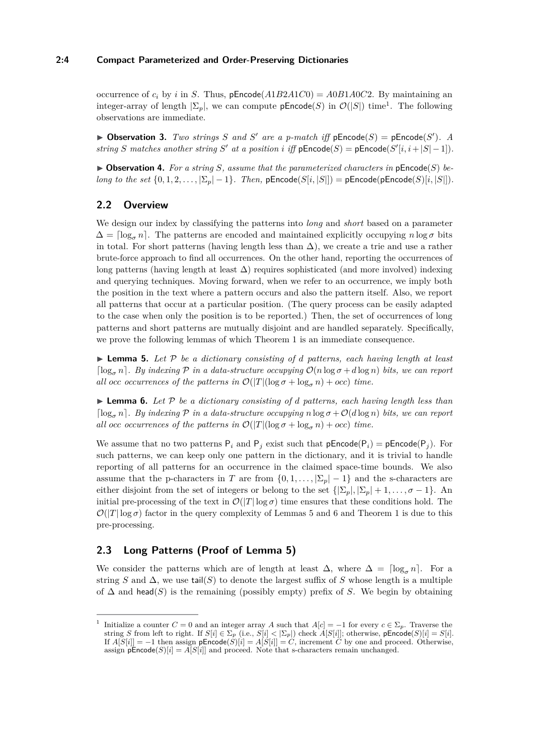occurrence of $c_i$ by $i$ in $S$. Thus, $\mathsf{pEncode}(A1B2A1C0) = A0B1A0C2$. By maintaining an integer-array of length $|\Sigma_p|$, we can compute $\mathsf{pEncode}(S)$ in $\mathcal{O}(|S|)$ time[1]. The following observations are immediate.

▶ **Observation 3.** *Two strings $S$ and $S'$ are a p-match iff $\mathsf{pEncode}(S) = \mathsf{pEncode}(S')$. A string $S$ matches another string $S'$ at a position $i$ iff $\mathsf{pEncode}(S) = \mathsf{pEncode}(S'[i, i + |S| - 1])$.*

▶ **Observation 4.** *For a string $S$, assume that the parameterized characters in $\mathsf{pEncode}(S)$ belong to the set $\{0, 1, 2, \ldots, |\Sigma_p| - 1\}$. Then, $\mathsf{pEncode}(S[i, |S|]) = \mathsf{pEncode}(\mathsf{pEncode}(S)[i, |S|])$.*

## 2.2 Overview

We design our index by classifying the patterns into *long* and *short* based on a parameter $\Delta = \lceil \log_\sigma n \rceil$. The patterns are encoded and maintained explicitly occupying $n \log \sigma$ bits in total. For short patterns (having length less than $\Delta$), we create a trie and use a rather brute-force approach to find all occurrences. On the other hand, reporting the occurrences of long patterns (having length at least $\Delta$) requires sophisticated (and more involved) indexing and querying techniques. Moving forward, when we refer to an occurrence, we imply both the position in the text where a pattern occurs and also the pattern itself. Also, we report all patterns that occur at a particular position. (The query process can be easily adapted to the case when only the position is to be reported.) Then, the set of occurrences of long patterns and short patterns are mutually disjoint and are handled separately. Specifically, we prove the following lemmas of which Theorem 1 is an immediate consequence.

▶ **Lemma 5.** *Let $\mathcal{P}$ be a dictionary consisting of $d$ patterns, each having length at least $\lceil \log_\sigma n \rceil$. By indexing $\mathcal{P}$ in a data-structure occupying $\mathcal{O}(n \log \sigma + d \log n)$ bits, we can report all occ occurrences of the patterns in $\mathcal{O}(|T|(\log \sigma + \log_\sigma n) + occ)$ time.*

▶ **Lemma 6.** *Let $\mathcal{P}$ be a dictionary consisting of $d$ patterns, each having length less than $\lceil \log_\sigma n \rceil$. By indexing $\mathcal{P}$ in a data-structure occupying $n \log \sigma + \mathcal{O}(d \log n)$ bits, we can report all occ occurrences of the patterns in $\mathcal{O}(|T|(\log \sigma + \log_\sigma n) + occ)$ time.*

We assume that no two patterns $\mathsf{P}_i$ and $\mathsf{P}_j$ exist such that $\mathsf{pEncode}(\mathsf{P}_i) = \mathsf{pEncode}(\mathsf{P}_j)$. For such patterns, we can keep only one pattern in the dictionary, and it is trivial to handle reporting of all patterns for an occurrence in the claimed space-time bounds. We also assume that the p-characters in $T$ are from $\{0, 1, \ldots, |\Sigma_p| - 1\}$ and the s-characters are either disjoint from the set of integers or belong to the set $\{|\Sigma_p|, |\Sigma_p| + 1, \ldots, \sigma - 1\}$. An initial pre-processing of the text in $\mathcal{O}(|T| \log \sigma)$ time ensures that these conditions hold. The $\mathcal{O}(|T| \log \sigma)$ factor in the query complexity of Lemmas 5 and 6 and Theorem 1 is due to this pre-processing.

## 2.3 Long Patterns (Proof of Lemma 5)

We consider the patterns which are of length at least $\Delta$, where $\Delta = \lceil \log_\sigma n \rceil$. For a string $S$ and $\Delta$, we use $\mathsf{tail}(S)$ to denote the largest suffix of $S$ whose length is a multiple of $\Delta$ and $\mathsf{head}(S)$ is the remaining (possibly empty) prefix of $S$. We begin by obtaining

---

[1] Initialize a counter $C = 0$ and an integer array $A$ such that $A[c] = -1$ for every $c \in \Sigma_p$. Traverse the string $S$ from left to right. If $S[i] \in \Sigma_p$ (i.e., $S[i] < |\Sigma_p|$) check $A[S[i]]$; otherwise, $\mathsf{pEncode}(S)[i] = S[i]$. If $A[S[i]] = -1$ then assign $\mathsf{pEncode}(S)[i] = A[S[i]] = C$, increment $C$ by one and proceed. Otherwise, assign $\mathsf{pEncode}(S)[i] = A[S[i]]$ and proceed. Note that s-characters remain unchanged.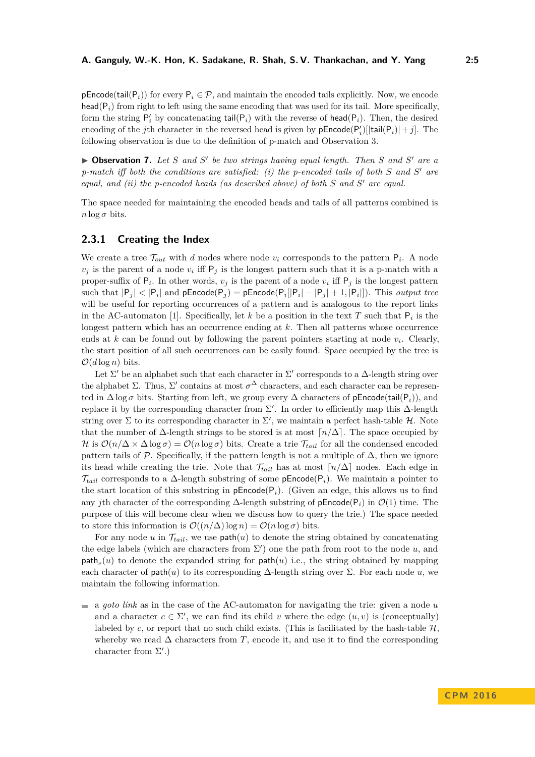pEncode(tail($\mathsf{P}_i$)) for every $\mathsf{P}_i \in \mathcal{P}$, and maintain the encoded tails explicitly. Now, we encode head($\mathsf{P}_i$) from right to left using the same encoding that was used for its tail. More specifically, form the string $\mathsf{P}'_i$ by concatenating tail($\mathsf{P}_i$) with the reverse of head($\mathsf{P}_i$). Then, the desired encoding of the $j$th character in the reversed head is given by $\mathsf{pEncode}(\mathsf{P}'_i)[|\mathsf{tail}(\mathsf{P}_i)| + j]$. The following observation is due to the definition of p-match and Observation 3.

▶ **Observation 7.** *Let $S$ and $S'$ be two strings having equal length. Then $S$ and $S'$ are a p-match iff both the conditions are satisfied: (i) the p-encoded tails of both $S$ and $S'$ are equal, and (ii) the p-encoded heads (as described above) of both $S$ and $S'$ are equal.*

The space needed for maintaining the encoded heads and tails of all patterns combined is $n \log \sigma$ bits.

### 2.3.1 Creating the Index

We create a tree $\mathcal{T}_{out}$ with $d$ nodes where node $v_i$ corresponds to the pattern $\mathsf{P}_i$. A node $v_j$ is the parent of a node $v_i$ iff $\mathsf{P}_j$ is the longest pattern such that it is a p-match with a proper-suffix of $\mathsf{P}_i$. In other words, $v_j$ is the parent of a node $v_i$ iff $\mathsf{P}_j$ is the longest pattern such that $|\mathsf{P}_j| < |\mathsf{P}_i|$ and $\mathsf{pEncode}(\mathsf{P}_j) = \mathsf{pEncode}(\mathsf{P}_i[|\mathsf{P}_i| - |\mathsf{P}_j| + 1, |\mathsf{P}_i|])$. This *output tree* will be useful for reporting occurrences of a pattern and is analogous to the report links in the AC-automaton [1]. Specifically, let $k$ be a position in the text $T$ such that $\mathsf{P}_i$ is the longest pattern which has an occurrence ending at $k$. Then all patterns whose occurrence ends at $k$ can be found out by following the parent pointers starting at node $v_i$. Clearly, the start position of all such occurrences can be easily found. Space occupied by the tree is $\mathcal{O}(d \log n)$ bits.

Let $\Sigma'$ be an alphabet such that each character in $\Sigma'$ corresponds to a $\Delta$-length string over the alphabet $\Sigma$. Thus, $\Sigma'$ contains at most $\sigma^\Delta$ characters, and each character can be represented in $\Delta \log \sigma$ bits. Starting from left, we group every $\Delta$ characters of pEncode(tail($\mathsf{P}_i$)), and replace it by the corresponding character from $\Sigma'$. In order to efficiently map this $\Delta$-length string over $\Sigma$ to its corresponding character in $\Sigma'$, we maintain a perfect hash-table $\mathcal{H}$. Note that the number of $\Delta$-length strings to be stored is at most $\lceil n/\Delta \rceil$. The space occupied by $\mathcal{H}$ is $\mathcal{O}(n/\Delta \times \Delta \log \sigma) = \mathcal{O}(n \log \sigma)$ bits. Create a trie $\mathcal{T}_{tail}$ for all the condensed encoded pattern tails of $\mathcal{P}$. Specifically, if the pattern length is not a multiple of $\Delta$, then we ignore its head while creating the trie. Note that $\mathcal{T}_{tail}$ has at most $\lceil n/\Delta \rceil$ nodes. Each edge in $\mathcal{T}_{tail}$ corresponds to a $\Delta$-length substring of some pEncode($\mathsf{P}_i$). We maintain a pointer to the start location of this substring in pEncode($\mathsf{P}_i$). (Given an edge, this allows us to find any $j$th character of the corresponding $\Delta$-length substring of pEncode($\mathsf{P}_i$) in $\mathcal{O}(1)$ time. The purpose of this will become clear when we discuss how to query the trie.) The space needed to store this information is $\mathcal{O}((n/\Delta) \log n) = \mathcal{O}(n \log \sigma)$ bits.

For any node $u$ in $\mathcal{T}_{tail}$, we use path($u$) to denote the string obtained by concatenating the edge labels (which are characters from $\Sigma'$) one the path from root to the node $u$, and $\mathsf{path}_e(u)$ to denote the expanded string for path($u$) i.e., the string obtained by mapping each character of path($u$) to its corresponding $\Delta$-length string over $\Sigma$. For each node $u$, we maintain the following information.

- a *goto link* as in the case of the AC-automaton for navigating the trie: given a node $u$ and a character $c \in \Sigma'$, we can find its child $v$ where the edge $(u, v)$ is (conceptually) labeled by $c$, or report that no such child exists. (This is facilitated by the hash-table $\mathcal{H}$, whereby we read $\Delta$ characters from $T$, encode it, and use it to find the corresponding character from $\Sigma'$.)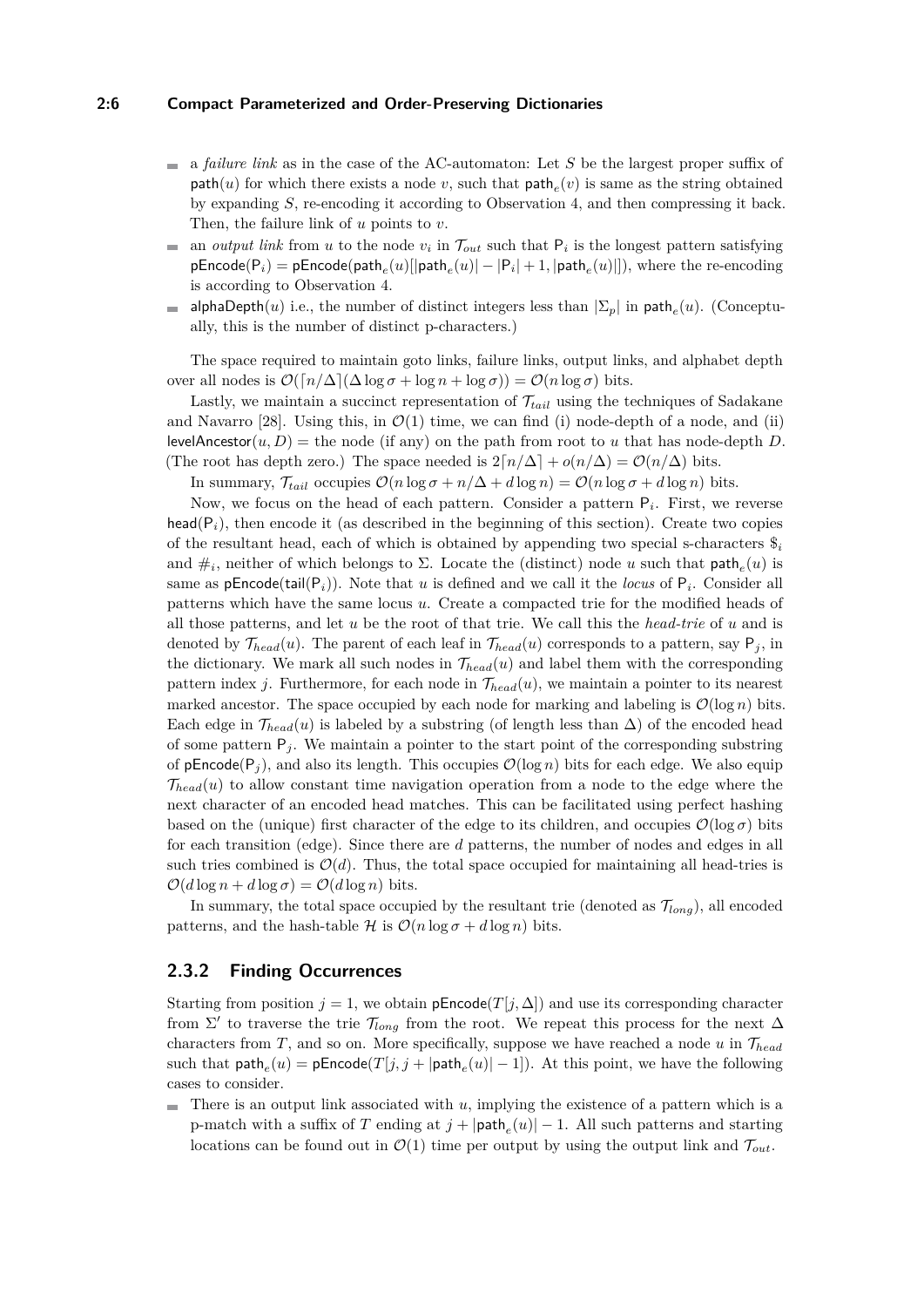- a *failure link* as in the case of the AC-automaton: Let $S$ be the largest proper suffix of $\mathsf{path}(u)$ for which there exists a node $v$, such that $\mathsf{path}_e(v)$ is same as the string obtained by expanding $S$, re-encoding it according to Observation 4, and then compressing it back. Then, the failure link of $u$ points to $v$.
- an *output link* from $u$ to the node $v_i$ in $\mathcal{T}_{out}$ such that $\mathsf{P}_i$ is the longest pattern satisfying $\mathsf{pEncode}(\mathsf{P}_i) = \mathsf{pEncode}(\mathsf{path}_e(u)[|\mathsf{path}_e(u)| - |\mathsf{P}_i| + 1, |\mathsf{path}_e(u)|])$, where the re-encoding is according to Observation 4.
- $\mathsf{alphaDepth}(u)$ i.e., the number of distinct integers less than $|\Sigma_p|$ in $\mathsf{path}_e(u)$. (Conceptually, this is the number of distinct p-characters.)

The space required to maintain goto links, failure links, output links, and alphabet depth over all nodes is $\mathcal{O}(\lceil n/\Delta \rceil(\Delta \log \sigma + \log n + \log \sigma)) = \mathcal{O}(n \log \sigma)$ bits.

Lastly, we maintain a succinct representation of $\mathcal{T}_{tail}$ using the techniques of Sadakane and Navarro [28]. Using this, in $\mathcal{O}(1)$ time, we can find (i) node-depth of a node, and (ii) $\mathsf{levelAncestor}(u, D) =$ the node (if any) on the path from root to $u$ that has node-depth $D$. (The root has depth zero.) The space needed is $2\lceil n/\Delta \rceil + o(n/\Delta) = \mathcal{O}(n/\Delta)$ bits.

In summary, $\mathcal{T}_{tail}$ occupies $\mathcal{O}(n \log \sigma + n/\Delta + d \log n) = \mathcal{O}(n \log \sigma + d \log n)$ bits.

Now, we focus on the head of each pattern. Consider a pattern $\mathsf{P}_i$. First, we reverse $\mathsf{head}(\mathsf{P}_i)$, then encode it (as described in the beginning of this section). Create two copies of the resultant head, each of which is obtained by appending two special s-characters $\$_i$ and $\#_i$, neither of which belongs to $\Sigma$. Locate the (distinct) node $u$ such that $\mathsf{path}_e(u)$ is same as $\mathsf{pEncode}(\mathsf{tail}(\mathsf{P}_i))$. Note that $u$ is defined and we call it the *locus* of $\mathsf{P}_i$. Consider all patterns which have the same locus $u$. Create a compacted trie for the modified heads of all those patterns, and let $u$ be the root of that trie. We call this the *head-trie* of $u$ and is denoted by $\mathcal{T}_{head}(u)$. The parent of each leaf in $\mathcal{T}_{head}(u)$ corresponds to a pattern, say $\mathsf{P}_j$, in the dictionary. We mark all such nodes in $\mathcal{T}_{head}(u)$ and label them with the corresponding pattern index $j$. Furthermore, for each node in $\mathcal{T}_{head}(u)$, we maintain a pointer to its nearest marked ancestor. The space occupied by each node for marking and labeling is $\mathcal{O}(\log n)$ bits. Each edge in $\mathcal{T}_{head}(u)$ is labeled by a substring (of length less than $\Delta$) of the encoded head of some pattern $\mathsf{P}_j$. We maintain a pointer to the start point of the corresponding substring of $\mathsf{pEncode}(\mathsf{P}_j)$, and also its length. This occupies $\mathcal{O}(\log n)$ bits for each edge. We also equip $\mathcal{T}_{head}(u)$ to allow constant time navigation operation from a node to the edge where the next character of an encoded head matches. This can be facilitated using perfect hashing based on the (unique) first character of the edge to its children, and occupies $\mathcal{O}(\log \sigma)$ bits for each transition (edge). Since there are $d$ patterns, the number of nodes and edges in all such tries combined is $\mathcal{O}(d)$. Thus, the total space occupied for maintaining all head-tries is $\mathcal{O}(d \log n + d \log \sigma) = \mathcal{O}(d \log n)$ bits.

In summary, the total space occupied by the resultant trie (denoted as $\mathcal{T}_{long}$), all encoded patterns, and the hash-table $\mathcal{H}$ is $\mathcal{O}(n \log \sigma + d \log n)$ bits.

### 2.3.2 Finding Occurrences

Starting from position $j = 1$, we obtain $\mathsf{pEncode}(T[j, \Delta])$ and use its corresponding character from $\Sigma'$ to traverse the trie $\mathcal{T}_{long}$ from the root. We repeat this process for the next $\Delta$ characters from $T$, and so on. More specifically, suppose we have reached a node $u$ in $\mathcal{T}_{head}$ such that $\mathsf{path}_e(u) = \mathsf{pEncode}(T[j, j + |\mathsf{path}_e(u)| - 1])$. At this point, we have the following cases to consider.

- There is an output link associated with $u$, implying the existence of a pattern which is a p-match with a suffix of $T$ ending at $j + |\mathsf{path}_e(u)| - 1$. All such patterns and starting locations can be found out in $\mathcal{O}(1)$ time per output by using the output link and $\mathcal{T}_{out}$.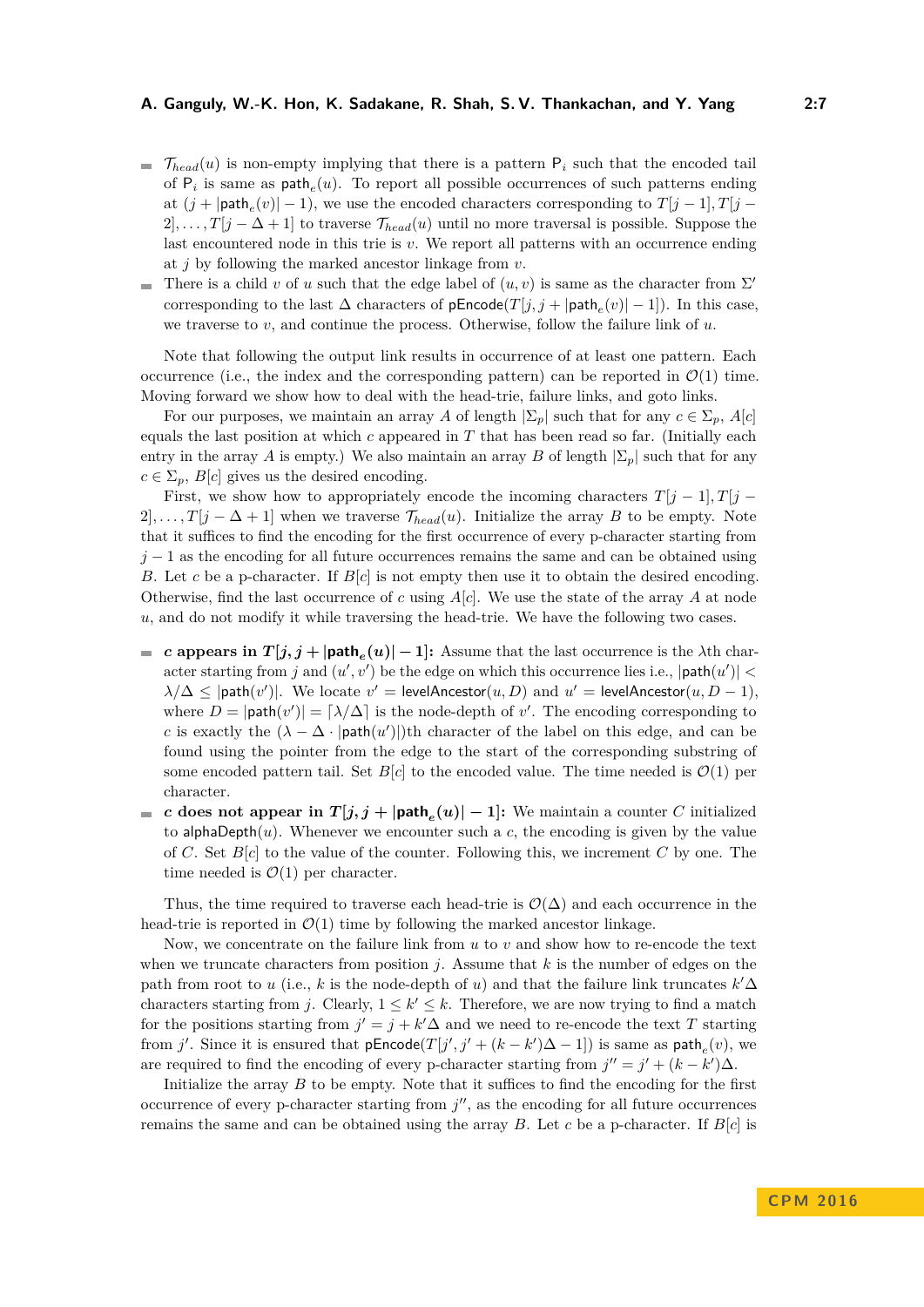- $\mathcal{T}_{head}(u)$ is non-empty implying that there is a pattern $\mathsf{P}_i$ such that the encoded tail of $\mathsf{P}_i$ is same as $\mathsf{path}_e(u)$. To report all possible occurrences of such patterns ending at $(j + |\mathsf{path}_e(v)| - 1)$, we use the encoded characters corresponding to $T[j-1], T[j-2], \ldots, T[j-\Delta+1]$ to traverse $\mathcal{T}_{head}(u)$ until no more traversal is possible. Suppose the last encountered node in this trie is $v$. We report all patterns with an occurrence ending at $j$ by following the marked ancestor linkage from $v$.
- There is a child $v$ of $u$ such that the edge label of $(u, v)$ is same as the character from $\Sigma'$ corresponding to the last $\Delta$ characters of $\mathsf{pEncode}(T[j, j + |\mathsf{path}_e(v)| - 1])$. In this case, we traverse to $v$, and continue the process. Otherwise, follow the failure link of $u$.

Note that following the output link results in occurrence of at least one pattern. Each occurrence (i.e., the index and the corresponding pattern) can be reported in $\mathcal{O}(1)$ time. Moving forward we show how to deal with the head-trie, failure links, and goto links.

For our purposes, we maintain an array $A$ of length $|\Sigma_p|$ such that for any $c \in \Sigma_p$, $A[c]$ equals the last position at which $c$ appeared in $T$ that has been read so far. (Initially each entry in the array $A$ is empty.) We also maintain an array $B$ of length $|\Sigma_p|$ such that for any $c \in \Sigma_p$, $B[c]$ gives us the desired encoding.

First, we show how to appropriately encode the incoming characters $T[j-1], T[j-2], \ldots, T[j-\Delta+1]$ when we traverse $\mathcal{T}_{head}(u)$. Initialize the array $B$ to be empty. Note that it suffices to find the encoding for the first occurrence of every p-character starting from $j-1$ as the encoding for all future occurrences remains the same and can be obtained using $B$. Let $c$ be a p-character. If $B[c]$ is not empty then use it to obtain the desired encoding. Otherwise, find the last occurrence of $c$ using $A[c]$. We use the state of the array $A$ at node $u$, and do not modify it while traversing the head-trie. We have the following two cases.

- **$c$ appears in $T[j, j + |\mathsf{path}_e(u)| - 1]$:** Assume that the last occurrence is the $\lambda$th character starting from $j$ and $(u', v')$ be the edge on which this occurrence lies i.e., $|\mathsf{path}(u')| < \lambda/\Delta \leq |\mathsf{path}(v')|$. We locate $v' = \mathsf{levelAncestor}(u, D)$ and $u' = \mathsf{levelAncestor}(u, D-1)$, where $D = |\mathsf{path}(v')| = \lceil \lambda/\Delta \rceil$ is the node-depth of $v'$. The encoding corresponding to $c$ is exactly the $(\lambda - \Delta \cdot |\mathsf{path}(u')|)$th character of the label on this edge, and can be found using the pointer from the edge to the start of the corresponding substring of some encoded pattern tail. Set $B[c]$ to the encoded value. The time needed is $\mathcal{O}(1)$ per character.
- **$c$ does not appear in $T[j, j + |\mathsf{path}_e(u)| - 1]$:** We maintain a counter $C$ initialized to $\mathsf{alphaDepth}(u)$. Whenever we encounter such a $c$, the encoding is given by the value of $C$. Set $B[c]$ to the value of the counter. Following this, we increment $C$ by one. The time needed is $\mathcal{O}(1)$ per character.

Thus, the time required to traverse each head-trie is $\mathcal{O}(\Delta)$ and each occurrence in the head-trie is reported in $\mathcal{O}(1)$ time by following the marked ancestor linkage.

Now, we concentrate on the failure link from $u$ to $v$ and show how to re-encode the text when we truncate characters from position $j$. Assume that $k$ is the number of edges on the path from root to $u$ (i.e., $k$ is the node-depth of $u$) and that the failure link truncates $k'\Delta$ characters starting from $j$. Clearly, $1 \leq k' \leq k$. Therefore, we are now trying to find a match for the positions starting from $j' = j + k'\Delta$ and we need to re-encode the text $T$ starting from $j'$. Since it is ensured that $\mathsf{pEncode}(T[j', j' + (k-k')\Delta - 1])$ is same as $\mathsf{path}_e(v)$, we are required to find the encoding of every p-character starting from $j'' = j' + (k - k')\Delta$.

Initialize the array $B$ to be empty. Note that it suffices to find the encoding for the first occurrence of every p-character starting from $j''$, as the encoding for all future occurrences remains the same and can be obtained using the array $B$. Let $c$ be a p-character. If $B[c]$ is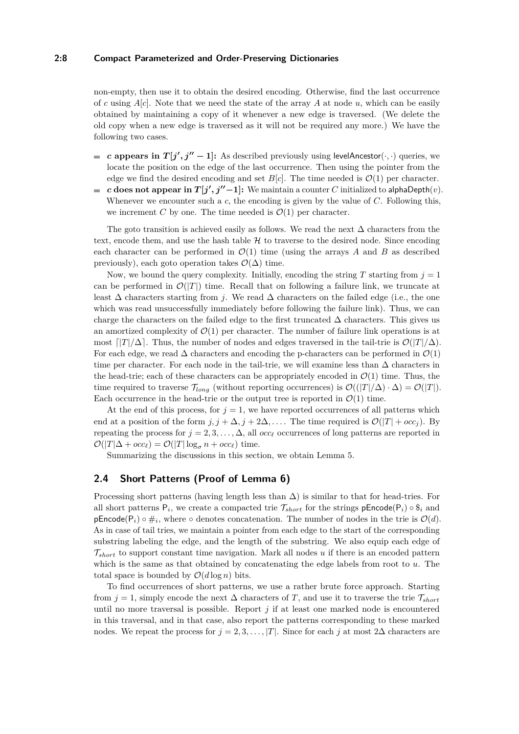non-empty, then use it to obtain the desired encoding. Otherwise, find the last occurrence of $c$ using $A[c]$. Note that we need the state of the array $A$ at node $u$, which can be easily obtained by maintaining a copy of it whenever a new edge is traversed. (We delete the old copy when a new edge is traversed as it will not be required any more.) We have the following two cases.

- **$c$ appears in $T[j', j''-1]$:** As described previously using levelAncestor$(\cdot,\cdot)$ queries, we locate the position on the edge of the last occurrence. Then using the pointer from the edge we find the desired encoding and set $B[c]$. The time needed is $\mathcal{O}(1)$ per character.
- **$c$ does not appear in $T[j', j''-1]$:** We maintain a counter $C$ initialized to alphaDepth$(v)$. Whenever we encounter such a $c$, the encoding is given by the value of $C$. Following this, we increment $C$ by one. The time needed is $\mathcal{O}(1)$ per character.

The goto transition is achieved easily as follows. We read the next $\Delta$ characters from the text, encode them, and use the hash table $\mathcal{H}$ to traverse to the desired node. Since encoding each character can be performed in $\mathcal{O}(1)$ time (using the arrays $A$ and $B$ as described previously), each goto operation takes $\mathcal{O}(\Delta)$ time.

Now, we bound the query complexity. Initially, encoding the string $T$ starting from $j = 1$ can be performed in $\mathcal{O}(|T|)$ time. Recall that on following a failure link, we truncate at least $\Delta$ characters starting from $j$. We read $\Delta$ characters on the failed edge (i.e., the one which was read unsuccessfully immediately before following the failure link). Thus, we can charge the characters on the failed edge to the first truncated $\Delta$ characters. This gives us an amortized complexity of $\mathcal{O}(1)$ per character. The number of failure link operations is at most $\lceil |T|/\Delta \rceil$. Thus, the number of nodes and edges traversed in the tail-trie is $\mathcal{O}(|T|/\Delta)$. For each edge, we read $\Delta$ characters and encoding the p-characters can be performed in $\mathcal{O}(1)$ time per character. For each node in the tail-trie, we will examine less than $\Delta$ characters in the head-trie; each of these characters can be appropriately encoded in $\mathcal{O}(1)$ time. Thus, the time required to traverse $\mathcal{T}_{long}$ (without reporting occurrences) is $\mathcal{O}((|T|/\Delta) \cdot \Delta) = \mathcal{O}(|T|)$. Each occurrence in the head-trie or the output tree is reported in $\mathcal{O}(1)$ time.

At the end of this process, for $j = 1$, we have reported occurrences of all patterns which end at a position of the form $j, j + \Delta, j + 2\Delta, \ldots$. The time required is $\mathcal{O}(|T| + occ_j)$. By repeating the process for $j = 2, 3, \ldots, \Delta$, all $occ_\ell$ occurrences of long patterns are reported in $\mathcal{O}(|T|\Delta + occ_\ell) = \mathcal{O}(|T| \log_\sigma n + occ_\ell)$ time.

Summarizing the discussions in this section, we obtain Lemma 5.

## 2.4 Short Patterns (Proof of Lemma 6)

Processing short patterns (having length less than $\Delta$) is similar to that for head-tries. For all short patterns $\mathsf{P}_i$, we create a compacted trie $\mathcal{T}_{short}$ for the strings $\mathsf{pEncode}(\mathsf{P}_i) \circ \$_i$ and $\mathsf{pEncode}(\mathsf{P}_i) \circ \#_i$, where $\circ$ denotes concatenation. The number of nodes in the trie is $\mathcal{O}(d)$. As in case of tail tries, we maintain a pointer from each edge to the start of the corresponding substring labeling the edge, and the length of the substring. We also equip each edge of $\mathcal{T}_{short}$ to support constant time navigation. Mark all nodes $u$ if there is an encoded pattern which is the same as that obtained by concatenating the edge labels from root to $u$. The total space is bounded by $\mathcal{O}(d \log n)$ bits.

To find occurrences of short patterns, we use a rather brute force approach. Starting from $j = 1$, simply encode the next $\Delta$ characters of $T$, and use it to traverse the trie $\mathcal{T}_{short}$ until no more traversal is possible. Report $j$ if at least one marked node is encountered in this traversal, and in that case, also report the patterns corresponding to these marked nodes. We repeat the process for $j = 2, 3, \ldots, |T|$. Since for each $j$ at most $2\Delta$ characters are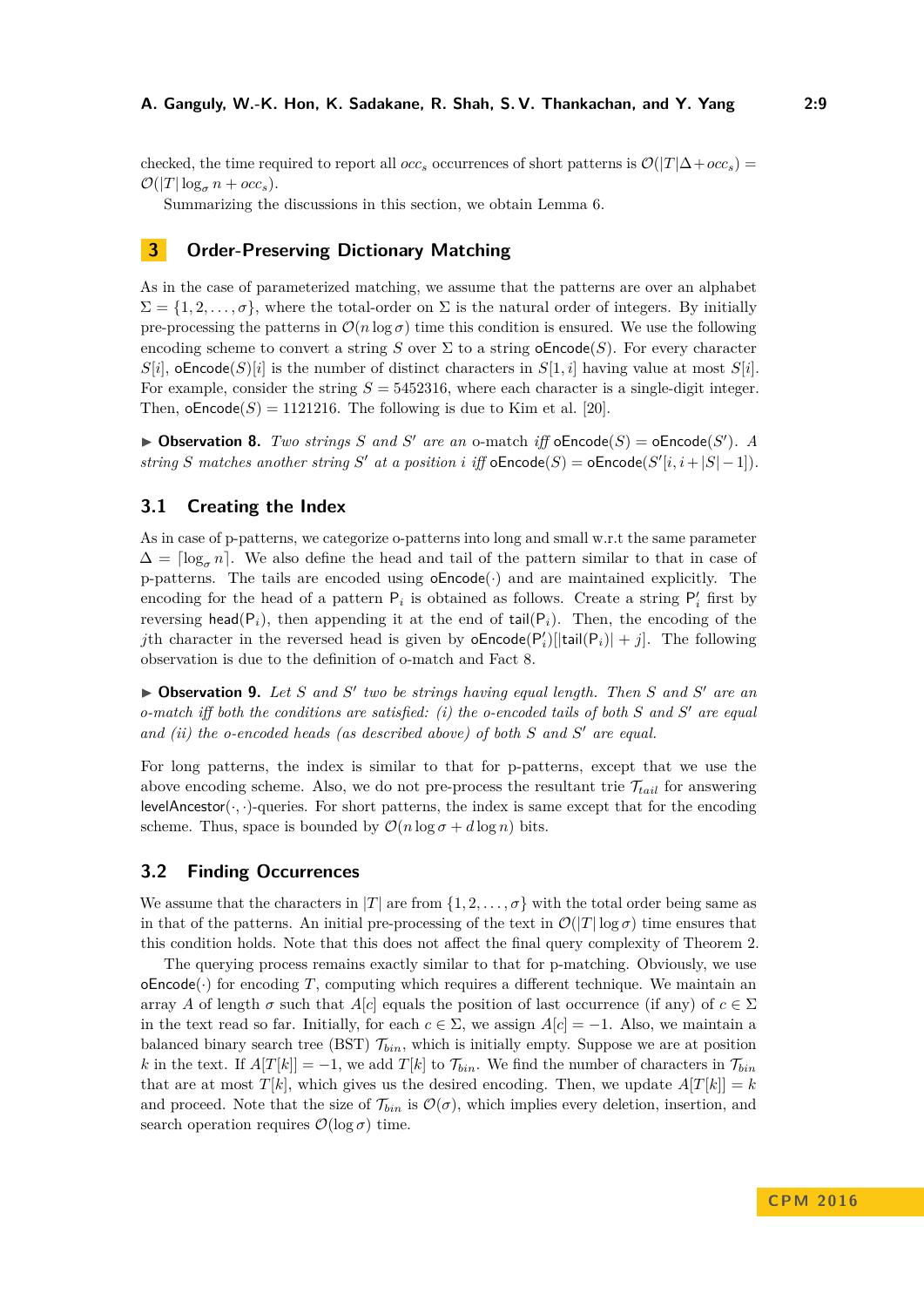checked, the time required to report all $occ_s$ occurrences of short patterns is $\mathcal{O}(|T|\Delta + occ_s) = \mathcal{O}(|T|\log_\sigma n + occ_s)$.

Summarizing the discussions in this section, we obtain Lemma 6.

## 3 Order-Preserving Dictionary Matching

As in the case of parameterized matching, we assume that the patterns are over an alphabet $\Sigma = \{1, 2, \ldots, \sigma\}$, where the total-order on $\Sigma$ is the natural order of integers. By initially pre-processing the patterns in $\mathcal{O}(n \log \sigma)$ time this condition is ensured. We use the following encoding scheme to convert a string $S$ over $\Sigma$ to a string $\mathsf{oEncode}(S)$. For every character $S[i]$, $\mathsf{oEncode}(S)[i]$ is the number of distinct characters in $S[1, i]$ having value at most $S[i]$. For example, consider the string $S = 5452316$, where each character is a single-digit integer. Then, $\mathsf{oEncode}(S) = 1121216$. The following is due to Kim et al. [20].

▶ **Observation 8.** *Two strings $S$ and $S'$ are an* o-match *iff $\mathsf{oEncode}(S) = \mathsf{oEncode}(S')$. A string $S$ matches another string $S'$ at a position $i$ iff $\mathsf{oEncode}(S) = \mathsf{oEncode}(S'[i, i + |S| - 1])$.*

### 3.1 Creating the Index

As in case of p-patterns, we categorize o-patterns into long and small w.r.t the same parameter $\Delta = \lceil \log_\sigma n \rceil$. We also define the head and tail of the pattern similar to that in case of p-patterns. The tails are encoded using $\mathsf{oEncode}(\cdot)$ and are maintained explicitly. The encoding for the head of a pattern $\mathsf{P}_i$ is obtained as follows. Create a string $\mathsf{P}'_i$ first by reversing $\mathsf{head}(\mathsf{P}_i)$, then appending it at the end of $\mathsf{tail}(\mathsf{P}_i)$. Then, the encoding of the $j$th character in the reversed head is given by $\mathsf{oEncode}(\mathsf{P}'_i)[|\mathsf{tail}(\mathsf{P}_i)| + j]$. The following observation is due to the definition of o-match and Fact 8.

▶ **Observation 9.** *Let $S$ and $S'$ two be strings having equal length. Then $S$ and $S'$ are an o-match iff both the conditions are satisfied: (i) the o-encoded tails of both $S$ and $S'$ are equal and (ii) the o-encoded heads (as described above) of both $S$ and $S'$ are equal.*

For long patterns, the index is similar to that for p-patterns, except that we use the above encoding scheme. Also, we do not pre-process the resultant trie $\mathcal{T}_{tail}$ for answering $\mathsf{levelAncestor}(\cdot, \cdot)$-queries. For short patterns, the index is same except that for the encoding scheme. Thus, space is bounded by $\mathcal{O}(n \log \sigma + d \log n)$ bits.

### 3.2 Finding Occurrences

We assume that the characters in $|T|$ are from $\{1, 2, \ldots, \sigma\}$ with the total order being same as in that of the patterns. An initial pre-processing of the text in $\mathcal{O}(|T| \log \sigma)$ time ensures that this condition holds. Note that this does not affect the final query complexity of Theorem 2.

The querying process remains exactly similar to that for p-matching. Obviously, we use $\mathsf{oEncode}(\cdot)$ for encoding $T$, computing which requires a different technique. We maintain an array $A$ of length $\sigma$ such that $A[c]$ equals the position of last occurrence (if any) of $c \in \Sigma$ in the text read so far. Initially, for each $c \in \Sigma$, we assign $A[c] = -1$. Also, we maintain a balanced binary search tree (BST) $\mathcal{T}_{bin}$, which is initially empty. Suppose we are at position $k$ in the text. If $A[T[k]] = -1$, we add $T[k]$ to $\mathcal{T}_{bin}$. We find the number of characters in $\mathcal{T}_{bin}$ that are at most $T[k]$, which gives us the desired encoding. Then, we update $A[T[k]] = k$ and proceed. Note that the size of $\mathcal{T}_{bin}$ is $\mathcal{O}(\sigma)$, which implies every deletion, insertion, and search operation requires $\mathcal{O}(\log \sigma)$ time.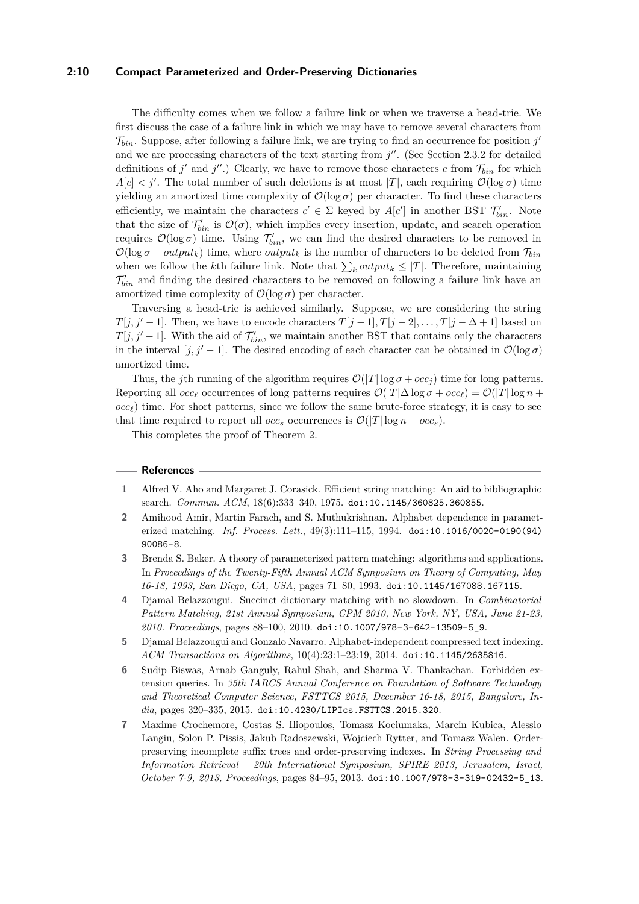The difficulty comes when we follow a failure link or when we traverse a head-trie. We first discuss the case of a failure link in which we may have to remove several characters from $\mathcal{T}_{bin}$. Suppose, after following a failure link, we are trying to find an occurrence for position $j'$ and we are processing characters of the text starting from $j''$. (See Section 2.3.2 for detailed definitions of $j'$ and $j''$.) Clearly, we have to remove those characters $c$ from $\mathcal{T}_{bin}$ for which $A[c] < j'$. The total number of such deletions is at most $|T|$, each requiring $\mathcal{O}(\log \sigma)$ time yielding an amortized time complexity of $\mathcal{O}(\log \sigma)$ per character. To find these characters efficiently, we maintain the characters $c' \in \Sigma$ keyed by $A[c']$ in another BST $\mathcal{T}'_{bin}$. Note that the size of $\mathcal{T}'_{bin}$ is $\mathcal{O}(\sigma)$, which implies every insertion, update, and search operation requires $\mathcal{O}(\log \sigma)$ time. Using $\mathcal{T}'_{bin}$, we can find the desired characters to be removed in $\mathcal{O}(\log \sigma + output_k)$ time, where $output_k$ is the number of characters to be deleted from $\mathcal{T}_{bin}$ when we follow the $k$th failure link. Note that $\sum_k output_k \leq |T|$. Therefore, maintaining $\mathcal{T}'_{bin}$ and finding the desired characters to be removed on following a failure link have an amortized time complexity of $\mathcal{O}(\log \sigma)$ per character.

Traversing a head-trie is achieved similarly. Suppose, we are considering the string $T[j, j'-1]$. Then, we have to encode characters $T[j-1], T[j-2], \ldots, T[j-\Delta+1]$ based on $T[j, j'-1]$. With the aid of $\mathcal{T}'_{bin}$, we maintain another BST that contains only the characters in the interval $[j, j'-1]$. The desired encoding of each character can be obtained in $\mathcal{O}(\log \sigma)$ amortized time.

Thus, the $j$th running of the algorithm requires $\mathcal{O}(|T| \log \sigma + occ_j)$ time for long patterns. Reporting all $occ_\ell$ occurrences of long patterns requires $\mathcal{O}(|T| \Delta \log \sigma + occ_\ell) = \mathcal{O}(|T| \log n + occ_\ell)$ time. For short patterns, since we follow the same brute-force strategy, it is easy to see that time required to report all $occ_s$ occurrences is $\mathcal{O}(|T| \log n + occ_s)$.

This completes the proof of Theorem 2.

## References

1. Alfred V. Aho and Margaret J. Corasick. Efficient string matching: An aid to bibliographic search. *Commun. ACM*, 18(6):333–340, 1975. doi:10.1145/360825.360855.
2. Amihood Amir, Martin Farach, and S. Muthukrishnan. Alphabet dependence in parameterized matching. *Inf. Process. Lett.*, 49(3):111–115, 1994. doi:10.1016/0020-0190(94)90086-8.
3. Brenda S. Baker. A theory of parameterized pattern matching: algorithms and applications. In *Proceedings of the Twenty-Fifth Annual ACM Symposium on Theory of Computing, May 16-18, 1993, San Diego, CA, USA*, pages 71–80, 1993. doi:10.1145/167088.167115.
4. Djamal Belazzougui. Succinct dictionary matching with no slowdown. In *Combinatorial Pattern Matching, 21st Annual Symposium, CPM 2010, New York, NY, USA, June 21-23, 2010. Proceedings*, pages 88–100, 2010. doi:10.1007/978-3-642-13509-5_9.
5. Djamal Belazzougui and Gonzalo Navarro. Alphabet-independent compressed text indexing. *ACM Transactions on Algorithms*, 10(4):23:1–23:19, 2014. doi:10.1145/2635816.
6. Sudip Biswas, Arnab Ganguly, Rahul Shah, and Sharma V. Thankachan. Forbidden extension queries. In *35th IARCS Annual Conference on Foundation of Software Technology and Theoretical Computer Science, FSTTCS 2015, December 16-18, 2015, Bangalore, India*, pages 320–335, 2015. doi:10.4230/LIPIcs.FSTTCS.2015.320.
7. Maxime Crochemore, Costas S. Iliopoulos, Tomasz Kociumaka, Marcin Kubica, Alessio Langiu, Solon P. Pissis, Jakub Radoszewski, Wojciech Rytter, and Tomasz Walen. Order-preserving incomplete suffix trees and order-preserving indexes. In *String Processing and Information Retrieval – 20th International Symposium, SPIRE 2013, Jerusalem, Israel, October 7-9, 2013, Proceedings*, pages 84–95, 2013. doi:10.1007/978-3-319-02432-5_13.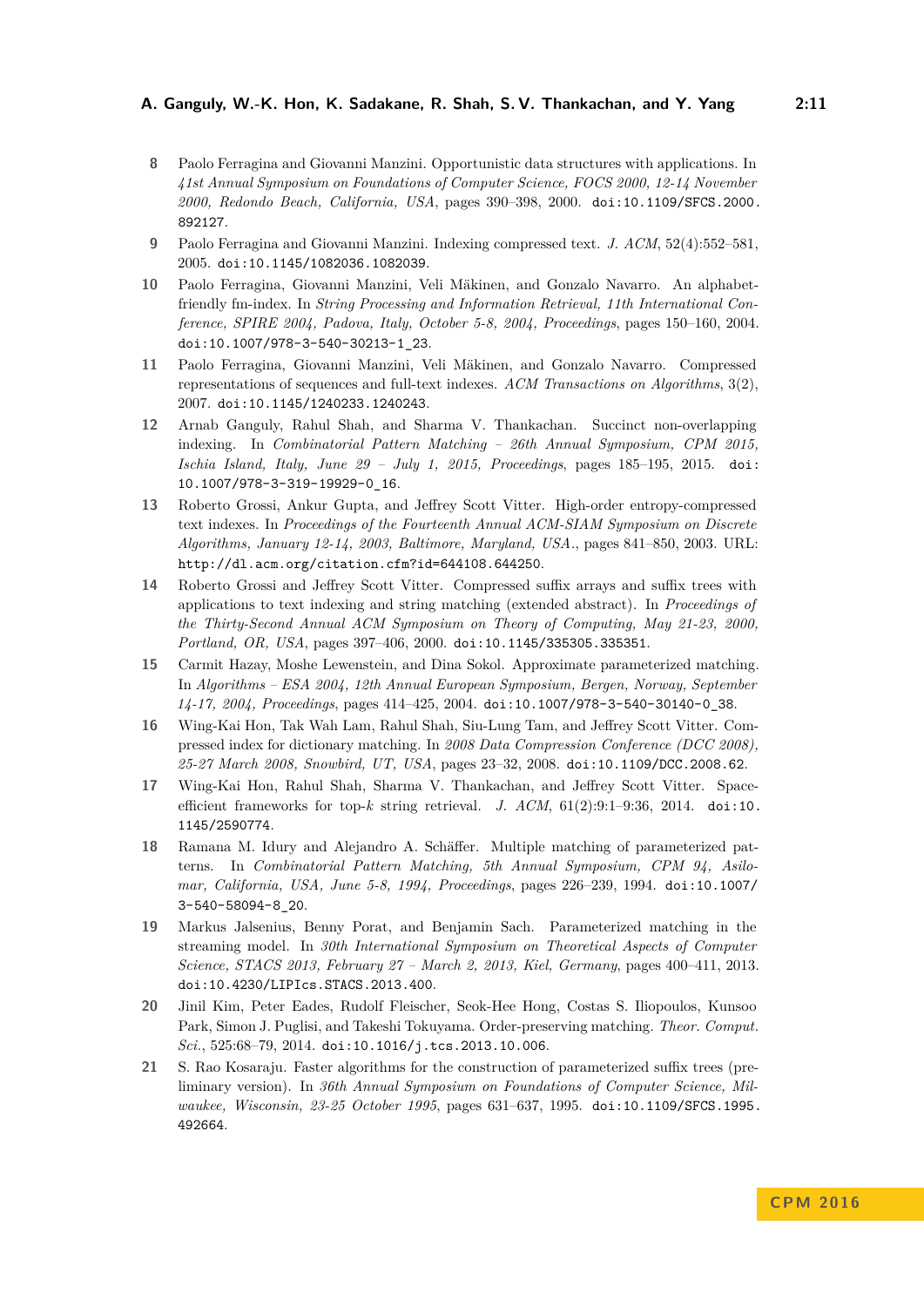8 Paolo Ferragina and Giovanni Manzini. Opportunistic data structures with applications. In *41st Annual Symposium on Foundations of Computer Science, FOCS 2000, 12-14 November 2000, Redondo Beach, California, USA*, pages 390–398, 2000. doi:10.1109/SFCS.2000.892127.

9 Paolo Ferragina and Giovanni Manzini. Indexing compressed text. *J. ACM*, 52(4):552–581, 2005. doi:10.1145/1082036.1082039.

10 Paolo Ferragina, Giovanni Manzini, Veli Mäkinen, and Gonzalo Navarro. An alphabet-friendly fm-index. In *String Processing and Information Retrieval, 11th International Conference, SPIRE 2004, Padova, Italy, October 5-8, 2004, Proceedings*, pages 150–160, 2004. doi:10.1007/978-3-540-30213-1_23.

11 Paolo Ferragina, Giovanni Manzini, Veli Mäkinen, and Gonzalo Navarro. Compressed representations of sequences and full-text indexes. *ACM Transactions on Algorithms*, 3(2), 2007. doi:10.1145/1240233.1240243.

12 Arnab Ganguly, Rahul Shah, and Sharma V. Thankachan. Succinct non-overlapping indexing. In *Combinatorial Pattern Matching – 26th Annual Symposium, CPM 2015, Ischia Island, Italy, June 29 – July 1, 2015, Proceedings*, pages 185–195, 2015. doi:10.1007/978-3-319-19929-0_16.

13 Roberto Grossi, Ankur Gupta, and Jeffrey Scott Vitter. High-order entropy-compressed text indexes. In *Proceedings of the Fourteenth Annual ACM-SIAM Symposium on Discrete Algorithms, January 12-14, 2003, Baltimore, Maryland, USA.*, pages 841–850, 2003. URL: http://dl.acm.org/citation.cfm?id=644108.644250.

14 Roberto Grossi and Jeffrey Scott Vitter. Compressed suffix arrays and suffix trees with applications to text indexing and string matching (extended abstract). In *Proceedings of the Thirty-Second Annual ACM Symposium on Theory of Computing, May 21-23, 2000, Portland, OR, USA*, pages 397–406, 2000. doi:10.1145/335305.335351.

15 Carmit Hazay, Moshe Lewenstein, and Dina Sokol. Approximate parameterized matching. In *Algorithms – ESA 2004, 12th Annual European Symposium, Bergen, Norway, September 14-17, 2004, Proceedings*, pages 414–425, 2004. doi:10.1007/978-3-540-30140-0_38.

16 Wing-Kai Hon, Tak Wah Lam, Rahul Shah, Siu-Lung Tam, and Jeffrey Scott Vitter. Compressed index for dictionary matching. In *2008 Data Compression Conference (DCC 2008), 25-27 March 2008, Snowbird, UT, USA*, pages 23–32, 2008. doi:10.1109/DCC.2008.62.

17 Wing-Kai Hon, Rahul Shah, Sharma V. Thankachan, and Jeffrey Scott Vitter. Space-efficient frameworks for top-$k$ string retrieval. *J. ACM*, 61(2):9:1–9:36, 2014. doi:10.1145/2590774.

18 Ramana M. Idury and Alejandro A. Schäffer. Multiple matching of parameterized patterns. In *Combinatorial Pattern Matching, 5th Annual Symposium, CPM 94, Asilomar, California, USA, June 5-8, 1994, Proceedings*, pages 226–239, 1994. doi:10.1007/3-540-58094-8_20.

19 Markus Jalsenius, Benny Porat, and Benjamin Sach. Parameterized matching in the streaming model. In *30th International Symposium on Theoretical Aspects of Computer Science, STACS 2013, February 27 – March 2, 2013, Kiel, Germany*, pages 400–411, 2013. doi:10.4230/LIPIcs.STACS.2013.400.

20 Jinil Kim, Peter Eades, Rudolf Fleischer, Seok-Hee Hong, Costas S. Iliopoulos, Kunsoo Park, Simon J. Puglisi, and Takeshi Tokuyama. Order-preserving matching. *Theor. Comput. Sci.*, 525:68–79, 2014. doi:10.1016/j.tcs.2013.10.006.

21 S. Rao Kosaraju. Faster algorithms for the construction of parameterized suffix trees (preliminary version). In *36th Annual Symposium on Foundations of Computer Science, Milwaukee, Wisconsin, 23-25 October 1995*, pages 631–637, 1995. doi:10.1109/SFCS.1995.492664.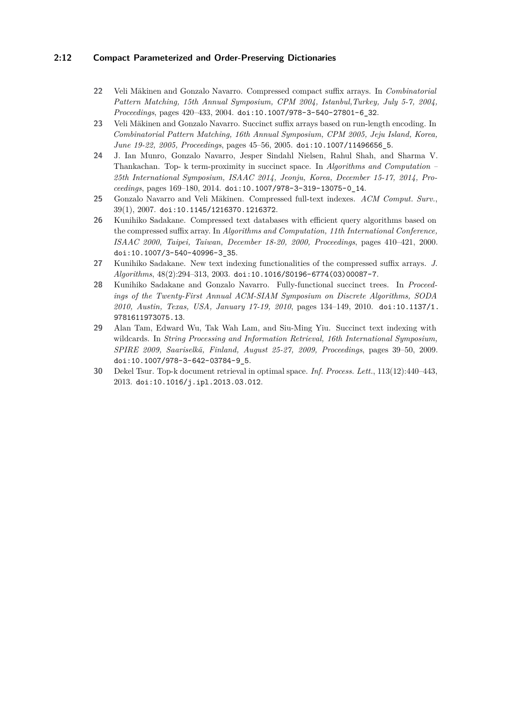22 Veli Mäkinen and Gonzalo Navarro. Compressed compact suffix arrays. In *Combinatorial Pattern Matching, 15th Annual Symposium, CPM 2004, Istanbul,Turkey, July 5-7, 2004, Proceedings*, pages 420–433, 2004. doi:10.1007/978-3-540-27801-6_32.

23 Veli Mäkinen and Gonzalo Navarro. Succinct suffix arrays based on run-length encoding. In *Combinatorial Pattern Matching, 16th Annual Symposium, CPM 2005, Jeju Island, Korea, June 19-22, 2005, Proceedings*, pages 45–56, 2005. doi:10.1007/11496656_5.

24 J. Ian Munro, Gonzalo Navarro, Jesper Sindahl Nielsen, Rahul Shah, and Sharma V. Thankachan. Top- k term-proximity in succinct space. In *Algorithms and Computation – 25th International Symposium, ISAAC 2014, Jeonju, Korea, December 15-17, 2014, Proceedings*, pages 169–180, 2014. doi:10.1007/978-3-319-13075-0_14.

25 Gonzalo Navarro and Veli Mäkinen. Compressed full-text indexes. *ACM Comput. Surv.*, 39(1), 2007. doi:10.1145/1216370.1216372.

26 Kunihiko Sadakane. Compressed text databases with efficient query algorithms based on the compressed suffix array. In *Algorithms and Computation, 11th International Conference, ISAAC 2000, Taipei, Taiwan, December 18-20, 2000, Proceedings*, pages 410–421, 2000. doi:10.1007/3-540-40996-3_35.

27 Kunihiko Sadakane. New text indexing functionalities of the compressed suffix arrays. *J. Algorithms*, 48(2):294–313, 2003. doi:10.1016/S0196-6774(03)00087-7.

28 Kunihiko Sadakane and Gonzalo Navarro. Fully-functional succinct trees. In *Proceedings of the Twenty-First Annual ACM-SIAM Symposium on Discrete Algorithms, SODA 2010, Austin, Texas, USA, January 17-19, 2010*, pages 134–149, 2010. doi:10.1137/1.9781611973075.13.

29 Alan Tam, Edward Wu, Tak Wah Lam, and Siu-Ming Yiu. Succinct text indexing with wildcards. In *String Processing and Information Retrieval, 16th International Symposium, SPIRE 2009, Saariselkä, Finland, August 25-27, 2009, Proceedings*, pages 39–50, 2009. doi:10.1007/978-3-642-03784-9_5.

30 Dekel Tsur. Top-k document retrieval in optimal space. *Inf. Process. Lett.*, 113(12):440–443, 2013. doi:10.1016/j.ipl.2013.03.012.